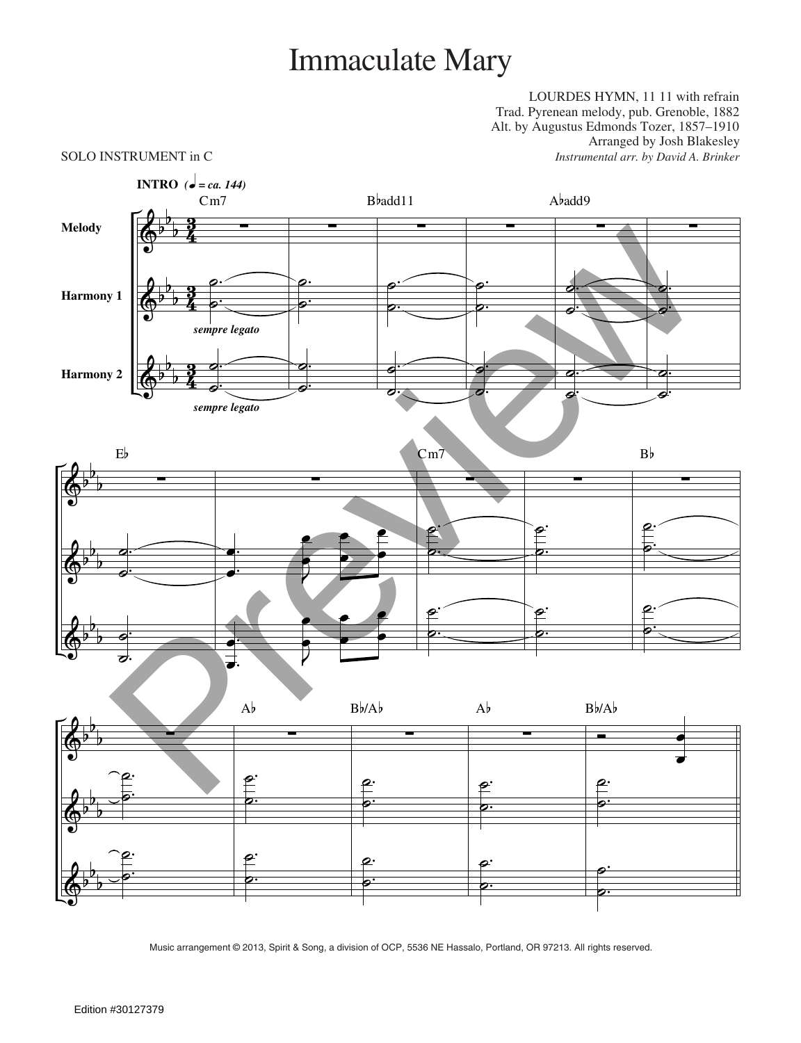# Immaculate Mary

LOURDES HYMN, 11 11 with refrain
Trad. Pyrenean melody, pub. Grenoble, 1882
Alt. by Augustus Edmonds Tozer, 1857–1910
Arranged by Josh Blakesley
*Instrumental arr. by David A. Brinker*

SOLO INSTRUMENT in C

**INTRO** (♩ = *ca. 144*)

Melody

Harmony 1

Harmony 2

*sempre legato*

Cm7 B♭add11 A♭add9 E♭ Cm7 B♭ A♭ B♭/A♭ A♭ B♭/A♭

Music arrangement © 2013, Spirit & Song, a division of OCP, 5536 NE Hassalo, Portland, OR 97213. All rights reserved.

Edition #30127379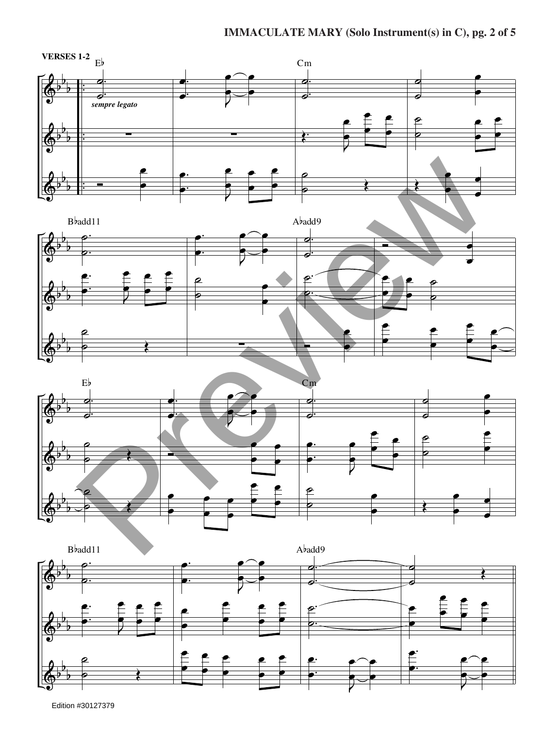**VERSES 1-2**

E♭ *sempre legato* Cm

B♭add11 A♭add9

E♭ Cm

B♭add11 A♭add9

Edition #30127379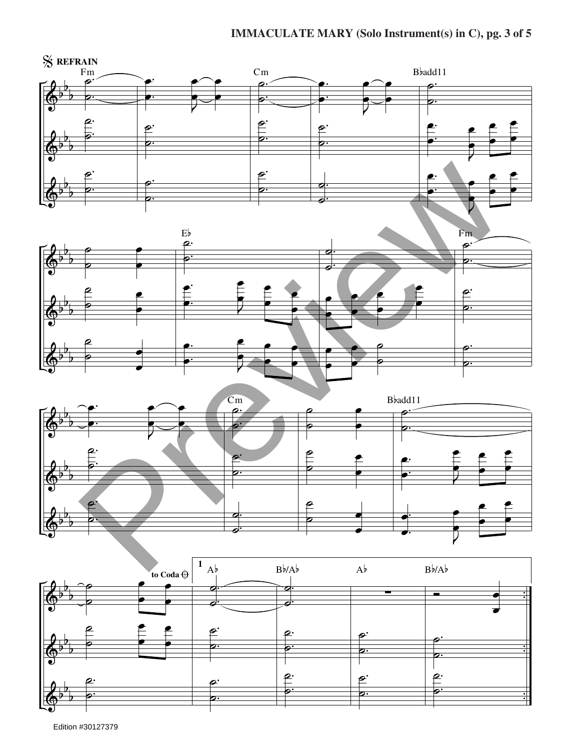𝄋 **REFRAIN**

Fm | Cm | B♭add11

E♭ | Fm

Cm | B♭add11

to Coda 𝄌 | 1 A♭ | B♭/A♭ | A♭ | B♭/A♭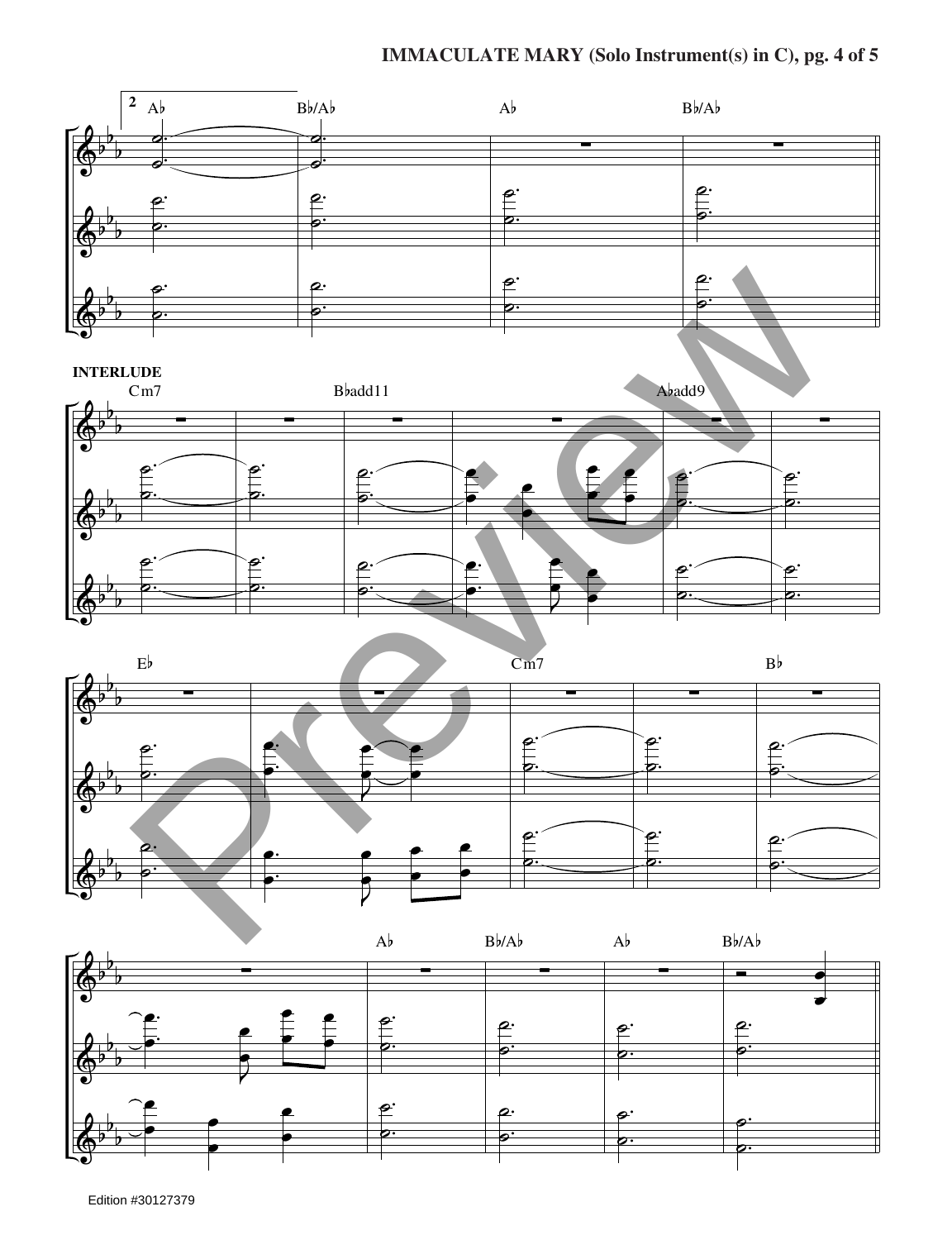2

Ab Bb/Ab Ab Bb/Ab

**INTERLUDE**

Cm7 Bbadd11 Abadd9

Eb Cm7 Bb

Ab Bb/Ab Ab Bb/Ab

Edition #30127379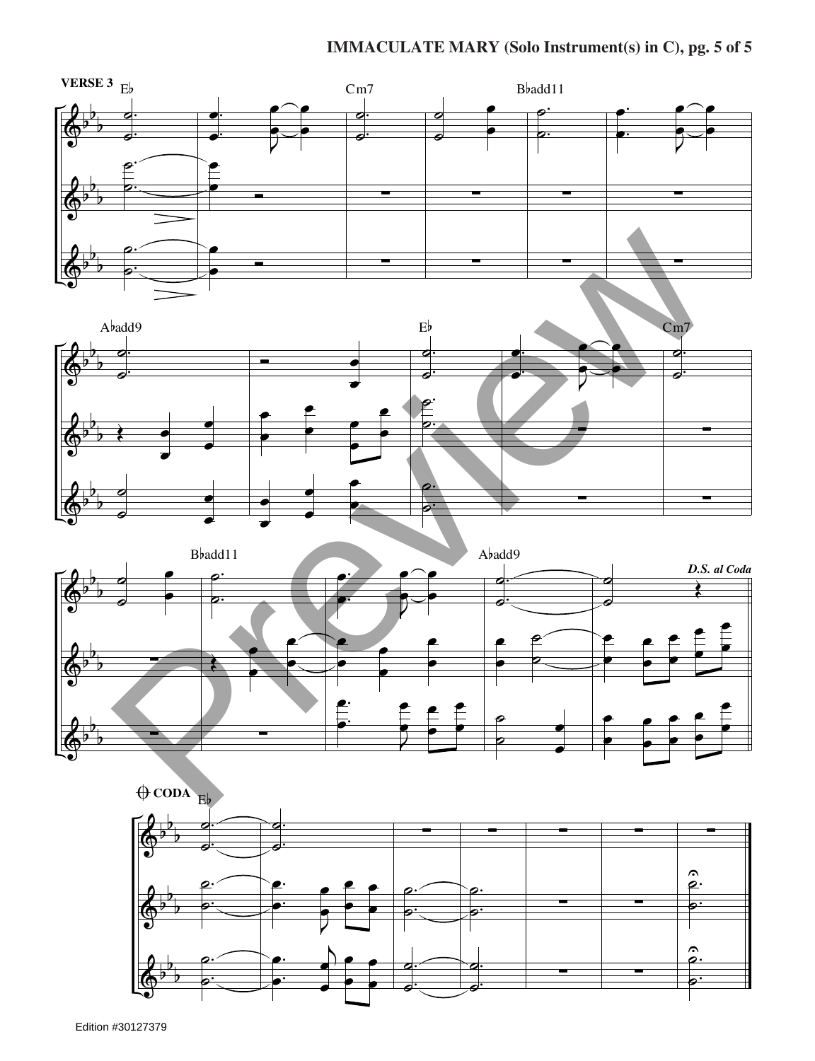VERSE 3

E♭ Cm7 B♭add11

A♭add9 E♭ Cm7

B♭add11 A♭add9

*D.S. al Coda*

CODA E♭

Edition #30127379